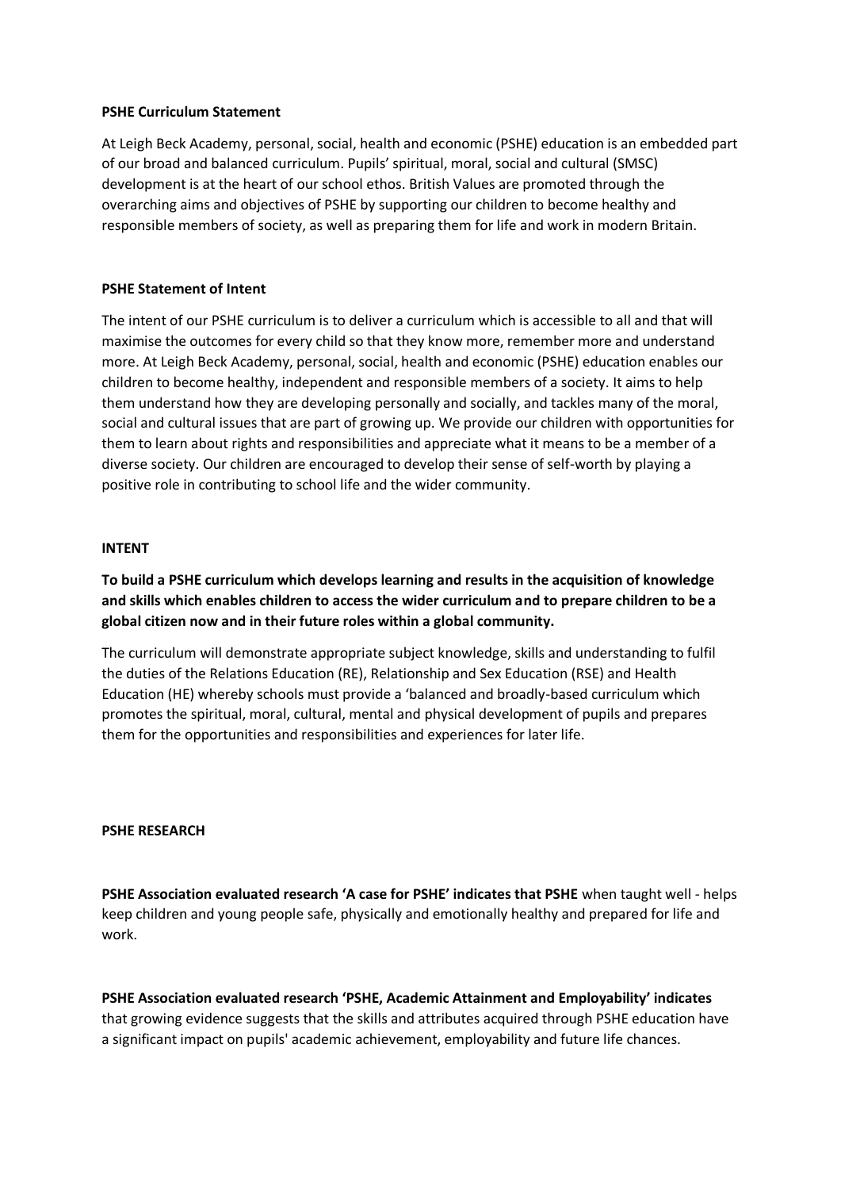**PSHE Curriculum Statement**

At Leigh Beck Academy, personal, social, health and economic (PSHE) education is an embedded part of our broad and balanced curriculum. Pupils' spiritual, moral, social and cultural (SMSC) development is at the heart of our school ethos. British Values are promoted through the overarching aims and objectives of PSHE by supporting our children to become healthy and responsible members of society, as well as preparing them for life and work in modern Britain.

**PSHE Statement of Intent**

The intent of our PSHE curriculum is to deliver a curriculum which is accessible to all and that will maximise the outcomes for every child so that they know more, remember more and understand more. At Leigh Beck Academy, personal, social, health and economic (PSHE) education enables our children to become healthy, independent and responsible members of a society. It aims to help them understand how they are developing personally and socially, and tackles many of the moral, social and cultural issues that are part of growing up. We provide our children with opportunities for them to learn about rights and responsibilities and appreciate what it means to be a member of a diverse society. Our children are encouraged to develop their sense of self-worth by playing a positive role in contributing to school life and the wider community.

**INTENT**

**To build a PSHE curriculum which develops learning and results in the acquisition of knowledge and skills which enables children to access the wider curriculum and to prepare children to be a global citizen now and in their future roles within a global community.**

The curriculum will demonstrate appropriate subject knowledge, skills and understanding to fulfil the duties of the Relations Education (RE), Relationship and Sex Education (RSE) and Health Education (HE) whereby schools must provide a 'balanced and broadly-based curriculum which promotes the spiritual, moral, cultural, mental and physical development of pupils and prepares them for the opportunities and responsibilities and experiences for later life.

**PSHE RESEARCH**

**PSHE Association evaluated research 'A case for PSHE' indicates that PSHE** when taught well - helps keep children and young people safe, physically and emotionally healthy and prepared for life and work.

**PSHE Association evaluated research 'PSHE, Academic Attainment and Employability' indicates** that growing evidence suggests that the skills and attributes acquired through PSHE education have a significant impact on pupils' academic achievement, employability and future life chances.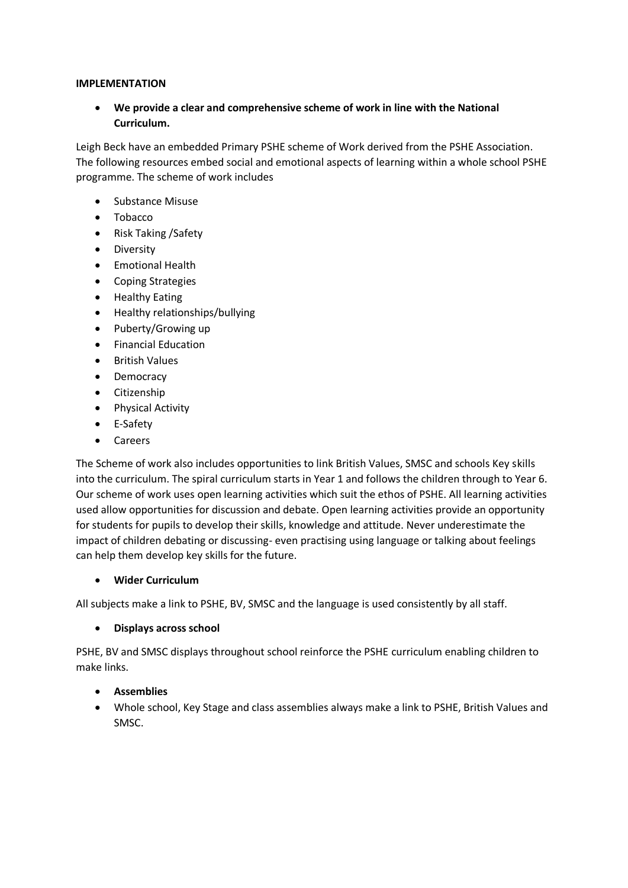**IMPLEMENTATION**

- **We provide a clear and comprehensive scheme of work in line with the National Curriculum.**

Leigh Beck have an embedded Primary PSHE scheme of Work derived from the PSHE Association. The following resources embed social and emotional aspects of learning within a whole school PSHE programme. The scheme of work includes

- Substance Misuse
- Tobacco
- Risk Taking /Safety
- Diversity
- Emotional Health
- Coping Strategies
- Healthy Eating
- Healthy relationships/bullying
- Puberty/Growing up
- Financial Education
- British Values
- Democracy
- Citizenship
- Physical Activity
- E-Safety
- Careers

The Scheme of work also includes opportunities to link British Values, SMSC and schools Key skills into the curriculum. The spiral curriculum starts in Year 1 and follows the children through to Year 6. Our scheme of work uses open learning activities which suit the ethos of PSHE. All learning activities used allow opportunities for discussion and debate. Open learning activities provide an opportunity for students for pupils to develop their skills, knowledge and attitude. Never underestimate the impact of children debating or discussing- even practising using language or talking about feelings can help them develop key skills for the future.

- **Wider Curriculum**

All subjects make a link to PSHE, BV, SMSC and the language is used consistently by all staff.

- **Displays across school**

PSHE, BV and SMSC displays throughout school reinforce the PSHE curriculum enabling children to make links.

- **Assemblies**
- Whole school, Key Stage and class assemblies always make a link to PSHE, British Values and SMSC.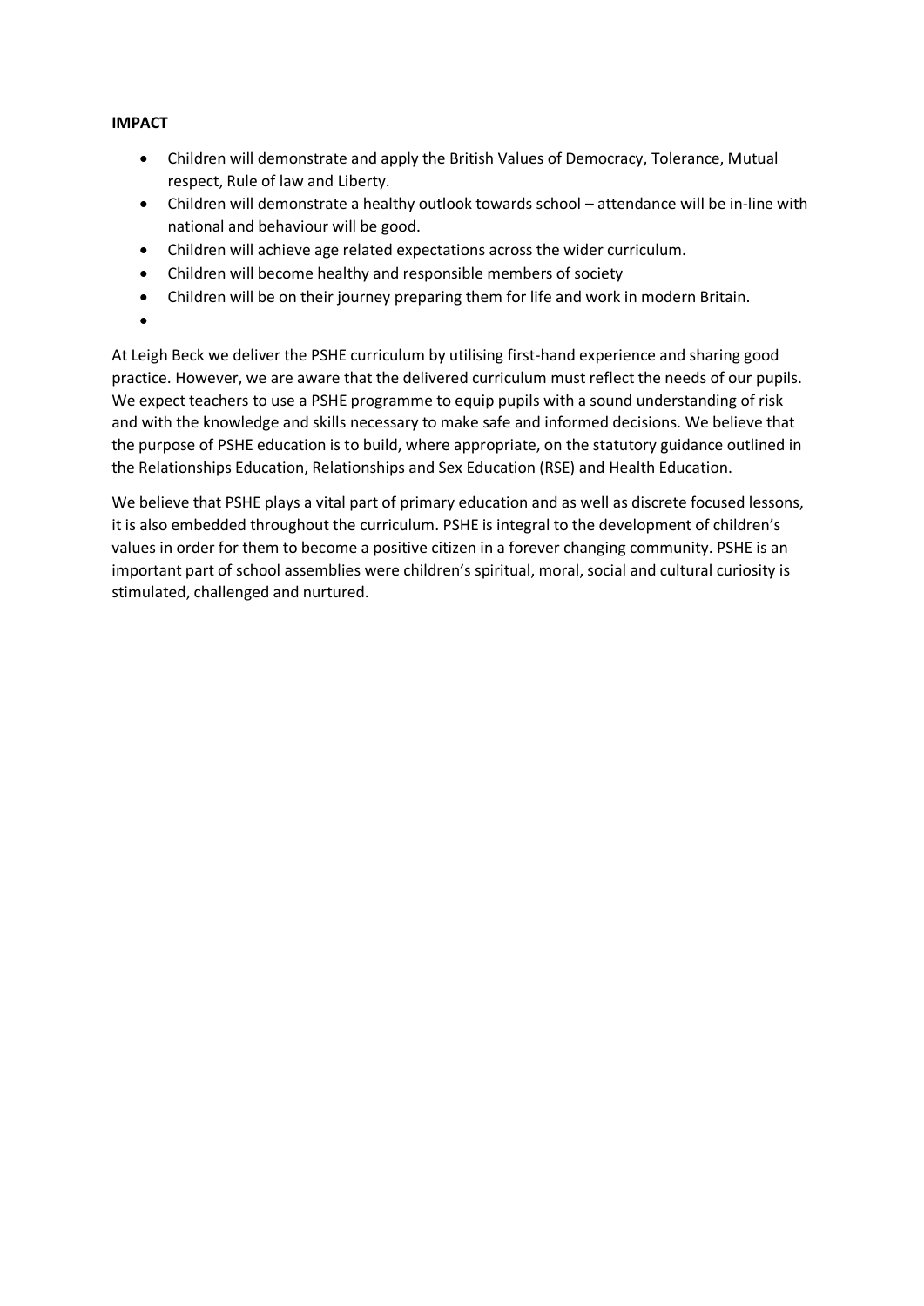**IMPACT**

- Children will demonstrate and apply the British Values of Democracy, Tolerance, Mutual respect, Rule of law and Liberty.
- Children will demonstrate a healthy outlook towards school – attendance will be in-line with national and behaviour will be good.
- Children will achieve age related expectations across the wider curriculum.
- Children will become healthy and responsible members of society
- Children will be on their journey preparing them for life and work in modern Britain.
- 

At Leigh Beck we deliver the PSHE curriculum by utilising first-hand experience and sharing good practice. However, we are aware that the delivered curriculum must reflect the needs of our pupils. We expect teachers to use a PSHE programme to equip pupils with a sound understanding of risk and with the knowledge and skills necessary to make safe and informed decisions. We believe that the purpose of PSHE education is to build, where appropriate, on the statutory guidance outlined in the Relationships Education, Relationships and Sex Education (RSE) and Health Education.

We believe that PSHE plays a vital part of primary education and as well as discrete focused lessons, it is also embedded throughout the curriculum. PSHE is integral to the development of children's values in order for them to become a positive citizen in a forever changing community. PSHE is an important part of school assemblies were children's spiritual, moral, social and cultural curiosity is stimulated, challenged and nurtured.